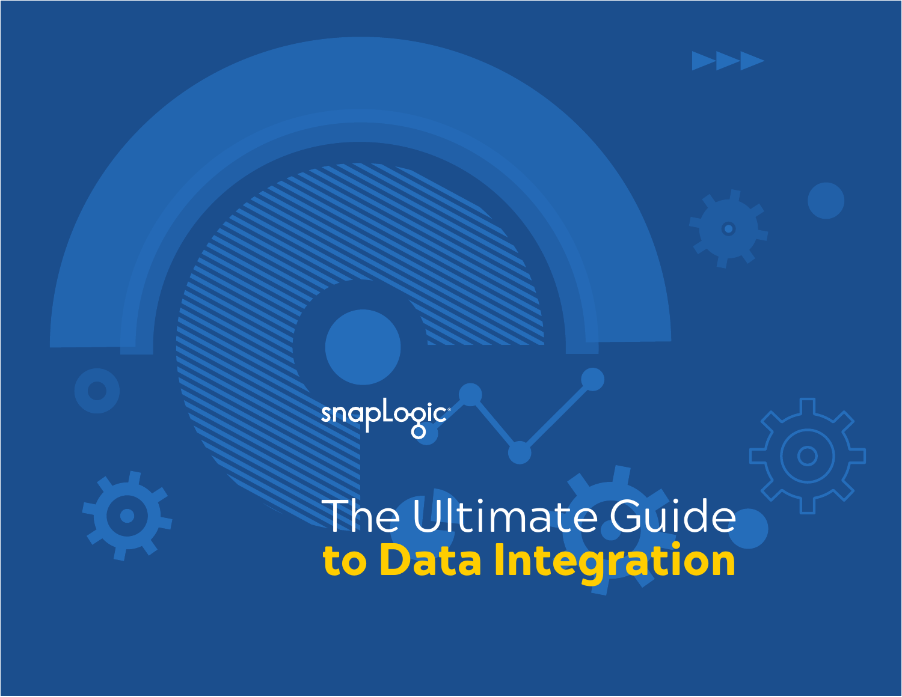snapLogic

# The Ultimate Guide **to Data Integration**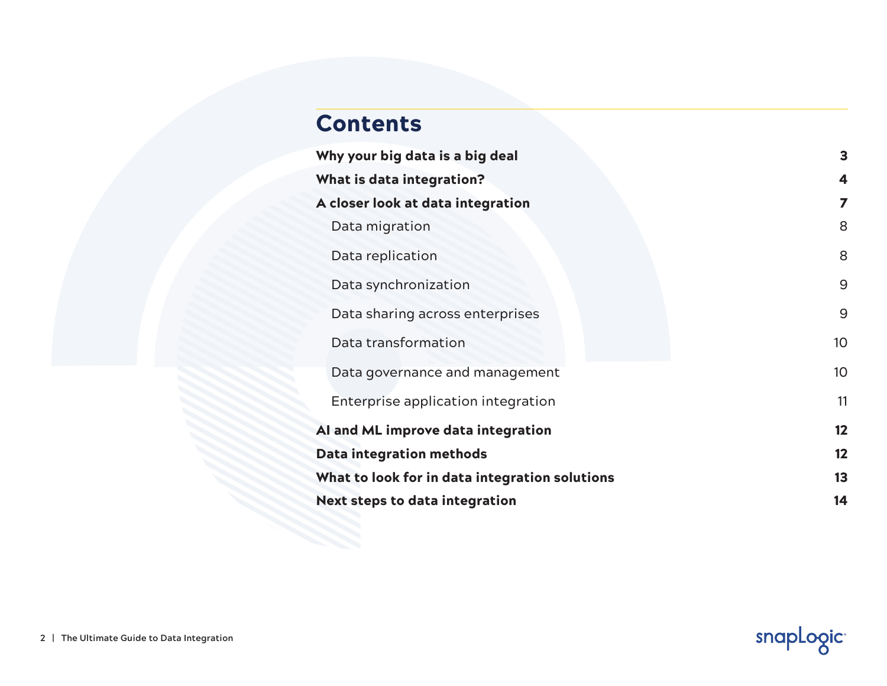# Contents

| | |
|---|---|
| **Why your big data is a big deal** | **3** |
| **What is data integration?** | **4** |
| **A closer look at data integration** | **7** |
| Data migration | 8 |
| Data replication | 8 |
| Data synchronization | 9 |
| Data sharing across enterprises | 9 |
| Data transformation | 10 |
| Data governance and management | 10 |
| Enterprise application integration | 11 |
| **AI and ML improve data integration** | **12** |
| **Data integration methods** | **12** |
| **What to look for in data integration solutions** | **13** |
| **Next steps to data integration** | **14** |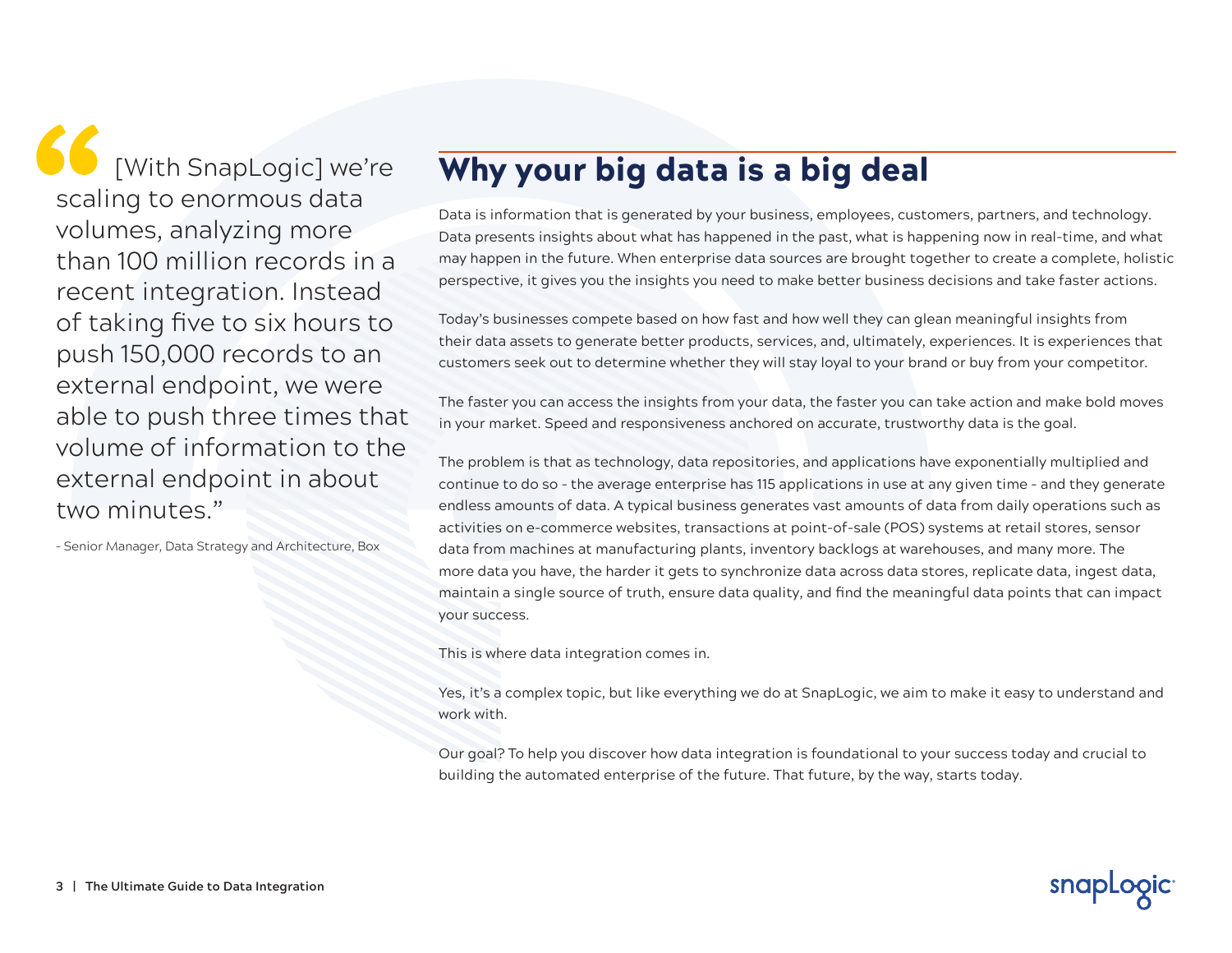> "[With SnapLogic] we're scaling to enormous data volumes, analyzing more than 100 million records in a recent integration. Instead of taking five to six hours to push 150,000 records to an external endpoint, we were able to push three times that volume of information to the external endpoint in about two minutes."
>
> - Senior Manager, Data Strategy and Architecture, Box

# Why your big data is a big deal

Data is information that is generated by your business, employees, customers, partners, and technology. Data presents insights about what has happened in the past, what is happening now in real-time, and what may happen in the future. When enterprise data sources are brought together to create a complete, holistic perspective, it gives you the insights you need to make better business decisions and take faster actions.

Today's businesses compete based on how fast and how well they can glean meaningful insights from their data assets to generate better products, services, and, ultimately, experiences. It is experiences that customers seek out to determine whether they will stay loyal to your brand or buy from your competitor.

The faster you can access the insights from your data, the faster you can take action and make bold moves in your market. Speed and responsiveness anchored on accurate, trustworthy data is the goal.

The problem is that as technology, data repositories, and applications have exponentially multiplied and continue to do so - the average enterprise has 115 applications in use at any given time - and they generate endless amounts of data. A typical business generates vast amounts of data from daily operations such as activities on e-commerce websites, transactions at point-of-sale (POS) systems at retail stores, sensor data from machines at manufacturing plants, inventory backlogs at warehouses, and many more. The more data you have, the harder it gets to synchronize data across data stores, replicate data, ingest data, maintain a single source of truth, ensure data quality, and find the meaningful data points that can impact your success.

This is where data integration comes in.

Yes, it's a complex topic, but like everything we do at SnapLogic, we aim to make it easy to understand and work with.

Our goal? To help you discover how data integration is foundational to your success today and crucial to building the automated enterprise of the future. That future, by the way, starts today.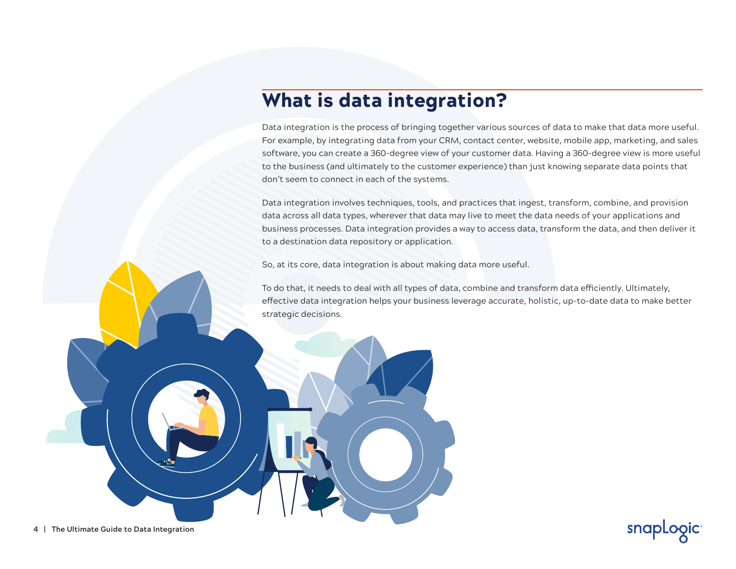# What is data integration?

Data integration is the process of bringing together various sources of data to make that data more useful. For example, by integrating data from your CRM, contact center, website, mobile app, marketing, and sales software, you can create a 360-degree view of your customer data. Having a 360-degree view is more useful to the business (and ultimately to the customer experience) than just knowing separate data points that don't seem to connect in each of the systems.

Data integration involves techniques, tools, and practices that ingest, transform, combine, and provision data across all data types, wherever that data may live to meet the data needs of your applications and business processes. Data integration provides a way to access data, transform the data, and then deliver it to a destination data repository or application.

So, at its core, data integration is about making data more useful.

To do that, it needs to deal with all types of data, combine and transform data efficiently. Ultimately, effective data integration helps your business leverage accurate, holistic, up-to-date data to make better strategic decisions.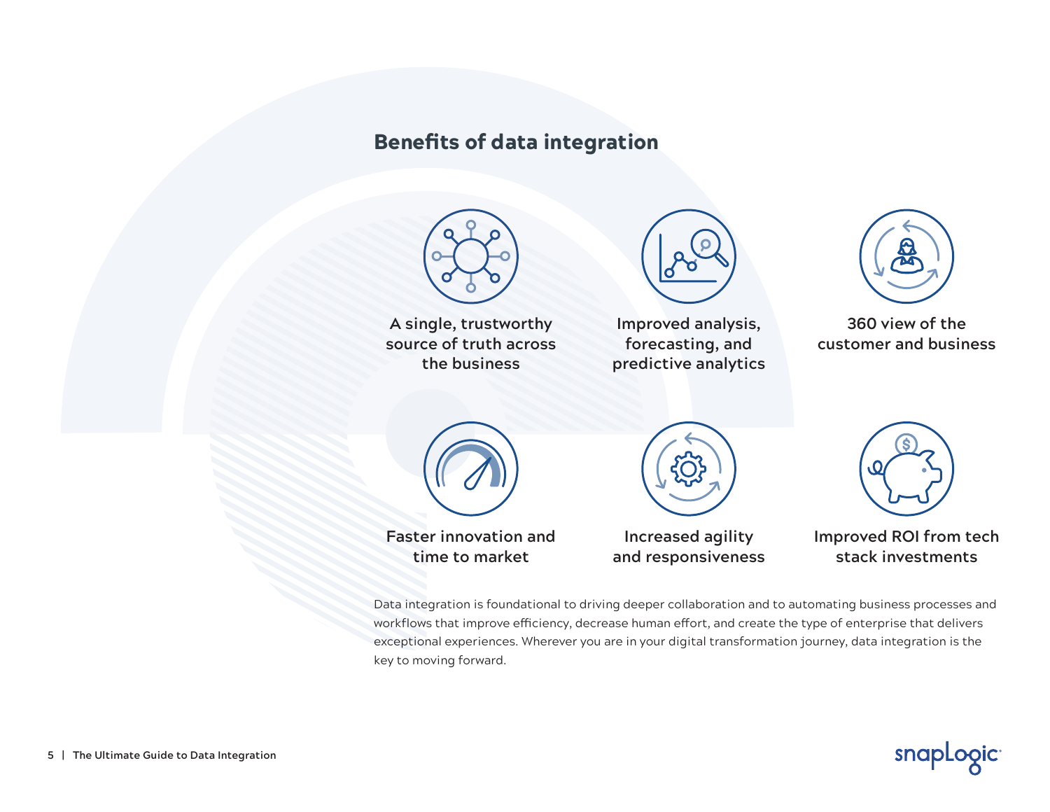## Benefits of data integration

- A single, trustworthy source of truth across the business
- Improved analysis, forecasting, and predictive analytics
- 360 view of the customer and business
- Faster innovation and time to market
- Increased agility and responsiveness
- Improved ROI from tech stack investments

Data integration is foundational to driving deeper collaboration and to automating business processes and workflows that improve efficiency, decrease human effort, and create the type of enterprise that delivers exceptional experiences. Wherever you are in your digital transformation journey, data integration is the key to moving forward.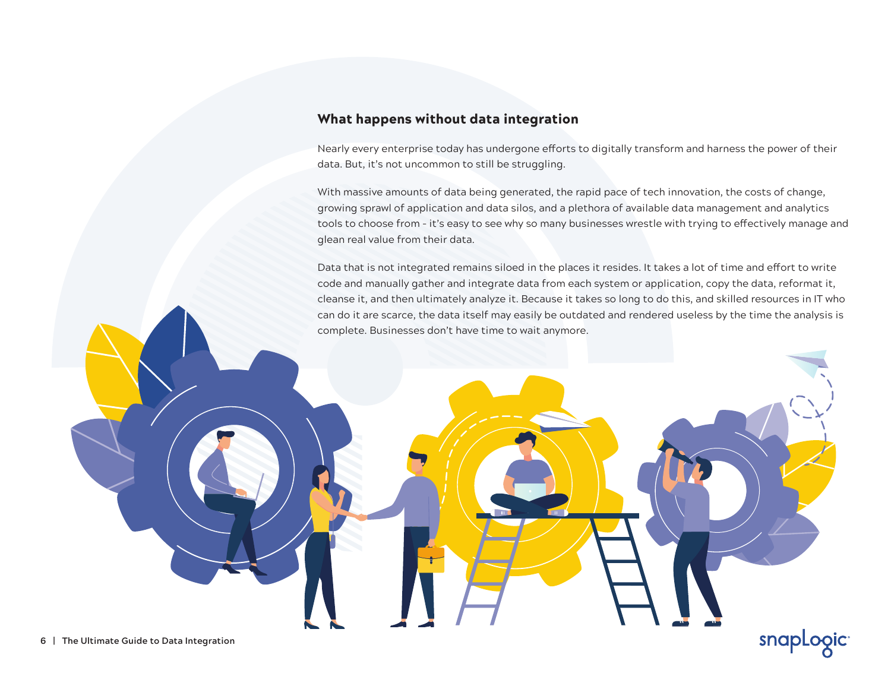## What happens without data integration

Nearly every enterprise today has undergone efforts to digitally transform and harness the power of their data. But, it's not uncommon to still be struggling.

With massive amounts of data being generated, the rapid pace of tech innovation, the costs of change, growing sprawl of application and data silos, and a plethora of available data management and analytics tools to choose from - it's easy to see why so many businesses wrestle with trying to effectively manage and glean real value from their data.

Data that is not integrated remains siloed in the places it resides. It takes a lot of time and effort to write code and manually gather and integrate data from each system or application, copy the data, reformat it, cleanse it, and then ultimately analyze it. Because it takes so long to do this, and skilled resources in IT who can do it are scarce, the data itself may easily be outdated and rendered useless by the time the analysis is complete. Businesses don't have time to wait anymore.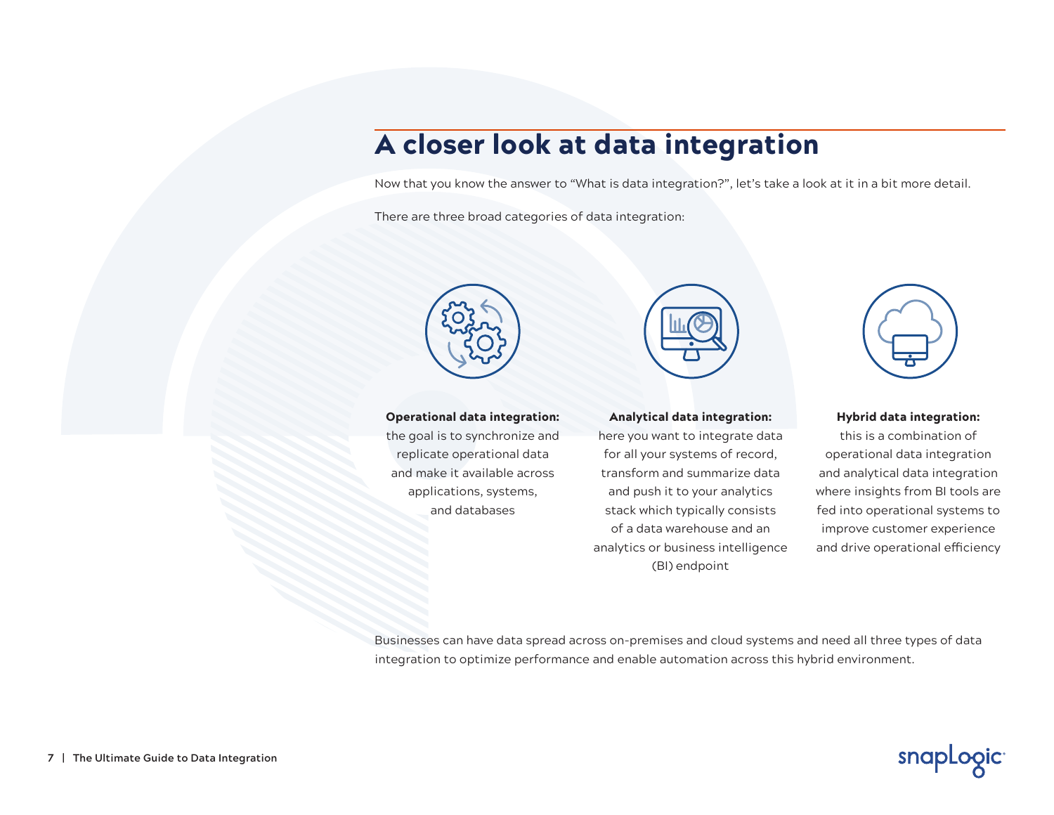# A closer look at data integration

Now that you know the answer to "What is data integration?", let's take a look at it in a bit more detail.

There are three broad categories of data integration:

**Operational data integration:** the goal is to synchronize and replicate operational data and make it available across applications, systems, and databases

**Analytical data integration:** here you want to integrate data for all your systems of record, transform and summarize data and push it to your analytics stack which typically consists of a data warehouse and an analytics or business intelligence (BI) endpoint

**Hybrid data integration:** this is a combination of operational data integration and analytical data integration where insights from BI tools are fed into operational systems to improve customer experience and drive operational efficiency

Businesses can have data spread across on-premises and cloud systems and need all three types of data integration to optimize performance and enable automation across this hybrid environment.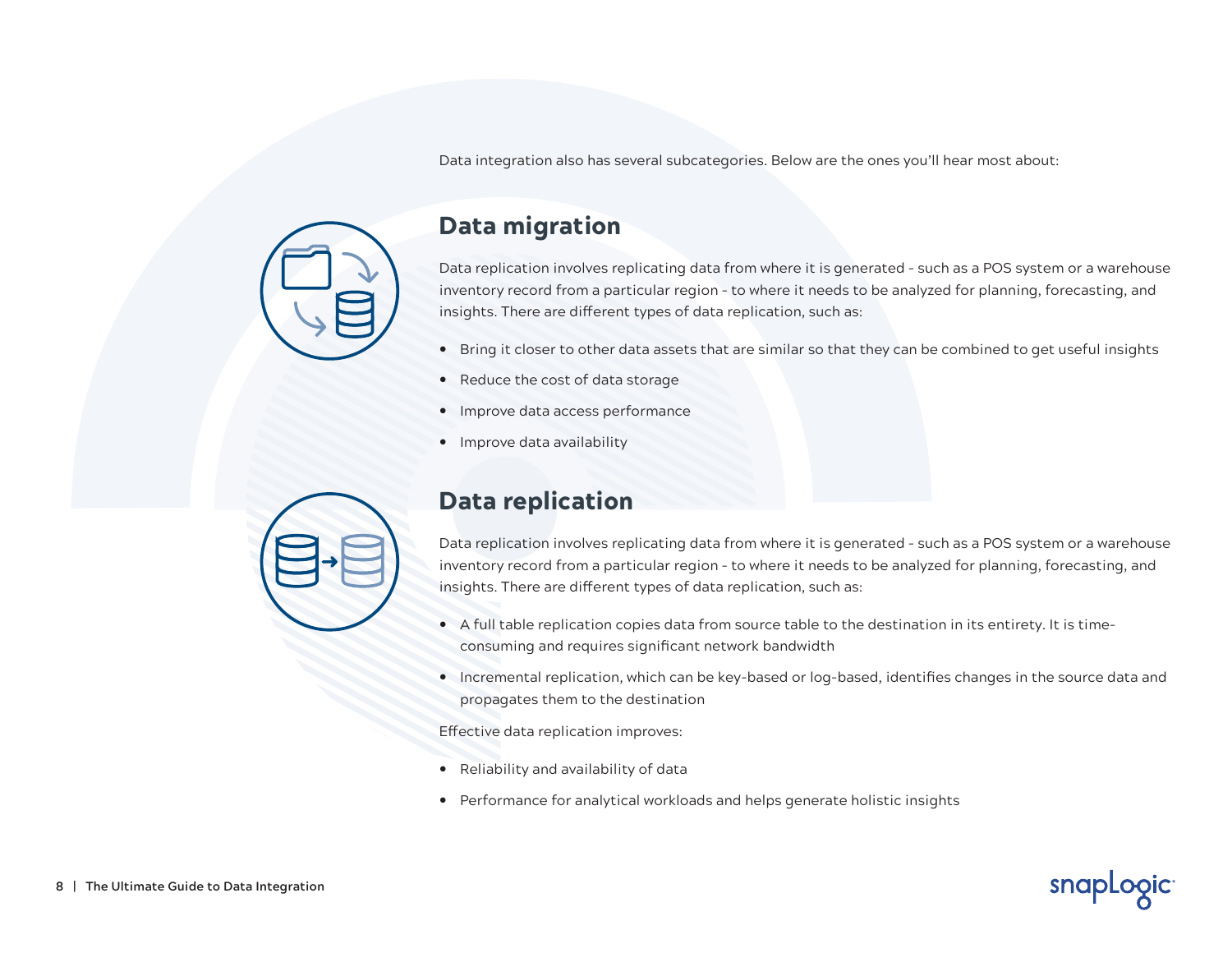Data integration also has several subcategories. Below are the ones you'll hear most about:

## Data migration

Data replication involves replicating data from where it is generated - such as a POS system or a warehouse inventory record from a particular region - to where it needs to be analyzed for planning, forecasting, and insights. There are different types of data replication, such as:

- Bring it closer to other data assets that are similar so that they can be combined to get useful insights
- Reduce the cost of data storage
- Improve data access performance
- Improve data availability

## Data replication

Data replication involves replicating data from where it is generated - such as a POS system or a warehouse inventory record from a particular region - to where it needs to be analyzed for planning, forecasting, and insights. There are different types of data replication, such as:

- A full table replication copies data from source table to the destination in its entirety. It is time-consuming and requires significant network bandwidth
- Incremental replication, which can be key-based or log-based, identifies changes in the source data and propagates them to the destination

Effective data replication improves:

- Reliability and availability of data
- Performance for analytical workloads and helps generate holistic insights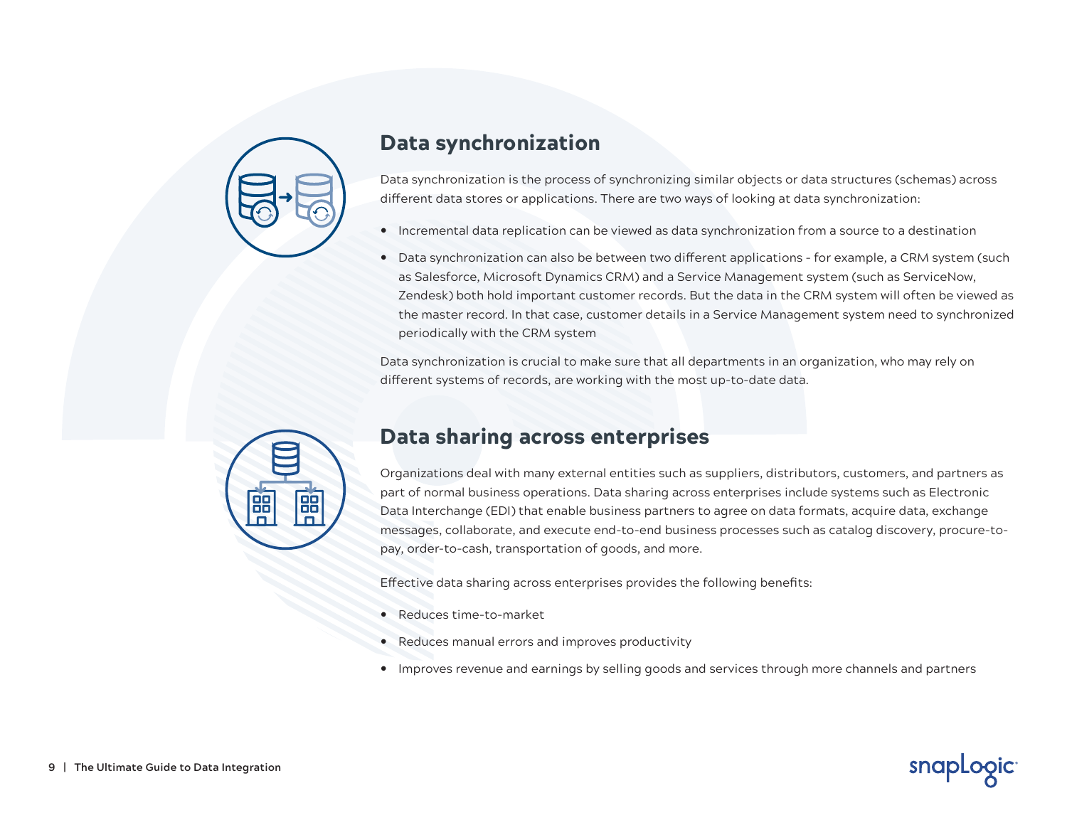## Data synchronization

Data synchronization is the process of synchronizing similar objects or data structures (schemas) across different data stores or applications. There are two ways of looking at data synchronization:

- Incremental data replication can be viewed as data synchronization from a source to a destination
- Data synchronization can also be between two different applications - for example, a CRM system (such as Salesforce, Microsoft Dynamics CRM) and a Service Management system (such as ServiceNow, Zendesk) both hold important customer records. But the data in the CRM system will often be viewed as the master record. In that case, customer details in a Service Management system need to synchronized periodically with the CRM system

Data synchronization is crucial to make sure that all departments in an organization, who may rely on different systems of records, are working with the most up-to-date data.

## Data sharing across enterprises

Organizations deal with many external entities such as suppliers, distributors, customers, and partners as part of normal business operations. Data sharing across enterprises include systems such as Electronic Data Interchange (EDI) that enable business partners to agree on data formats, acquire data, exchange messages, collaborate, and execute end-to-end business processes such as catalog discovery, procure-to-pay, order-to-cash, transportation of goods, and more.

Effective data sharing across enterprises provides the following benefits:

- Reduces time-to-market
- Reduces manual errors and improves productivity
- Improves revenue and earnings by selling goods and services through more channels and partners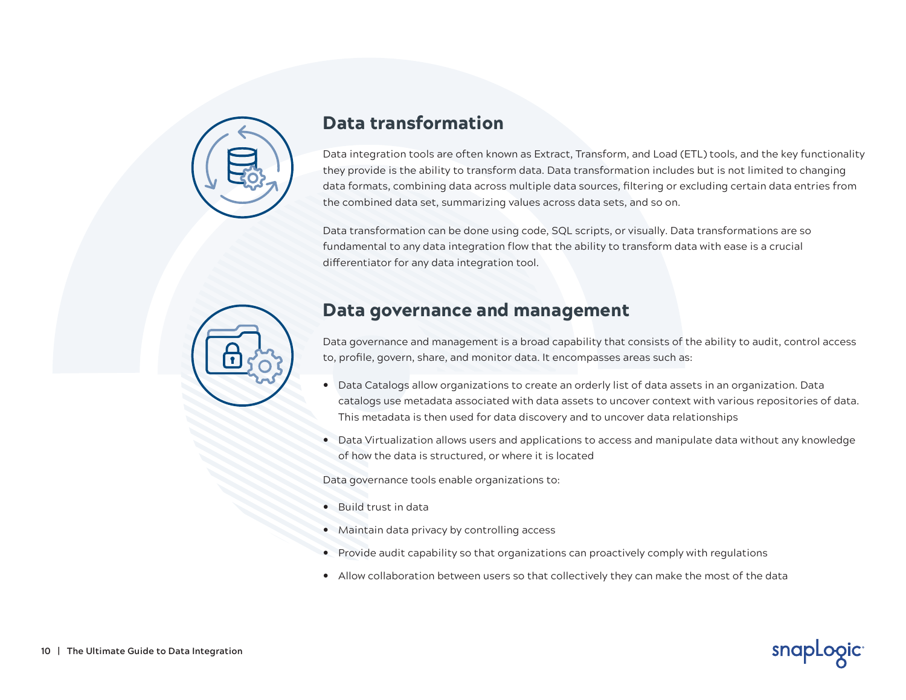## Data transformation

Data integration tools are often known as Extract, Transform, and Load (ETL) tools, and the key functionality they provide is the ability to transform data. Data transformation includes but is not limited to changing data formats, combining data across multiple data sources, filtering or excluding certain data entries from the combined data set, summarizing values across data sets, and so on.

Data transformation can be done using code, SQL scripts, or visually. Data transformations are so fundamental to any data integration flow that the ability to transform data with ease is a crucial differentiator for any data integration tool.

## Data governance and management

Data governance and management is a broad capability that consists of the ability to audit, control access to, profile, govern, share, and monitor data. It encompasses areas such as:

- Data Catalogs allow organizations to create an orderly list of data assets in an organization. Data catalogs use metadata associated with data assets to uncover context with various repositories of data. This metadata is then used for data discovery and to uncover data relationships
- Data Virtualization allows users and applications to access and manipulate data without any knowledge of how the data is structured, or where it is located

Data governance tools enable organizations to:

- Build trust in data
- Maintain data privacy by controlling access
- Provide audit capability so that organizations can proactively comply with regulations
- Allow collaboration between users so that collectively they can make the most of the data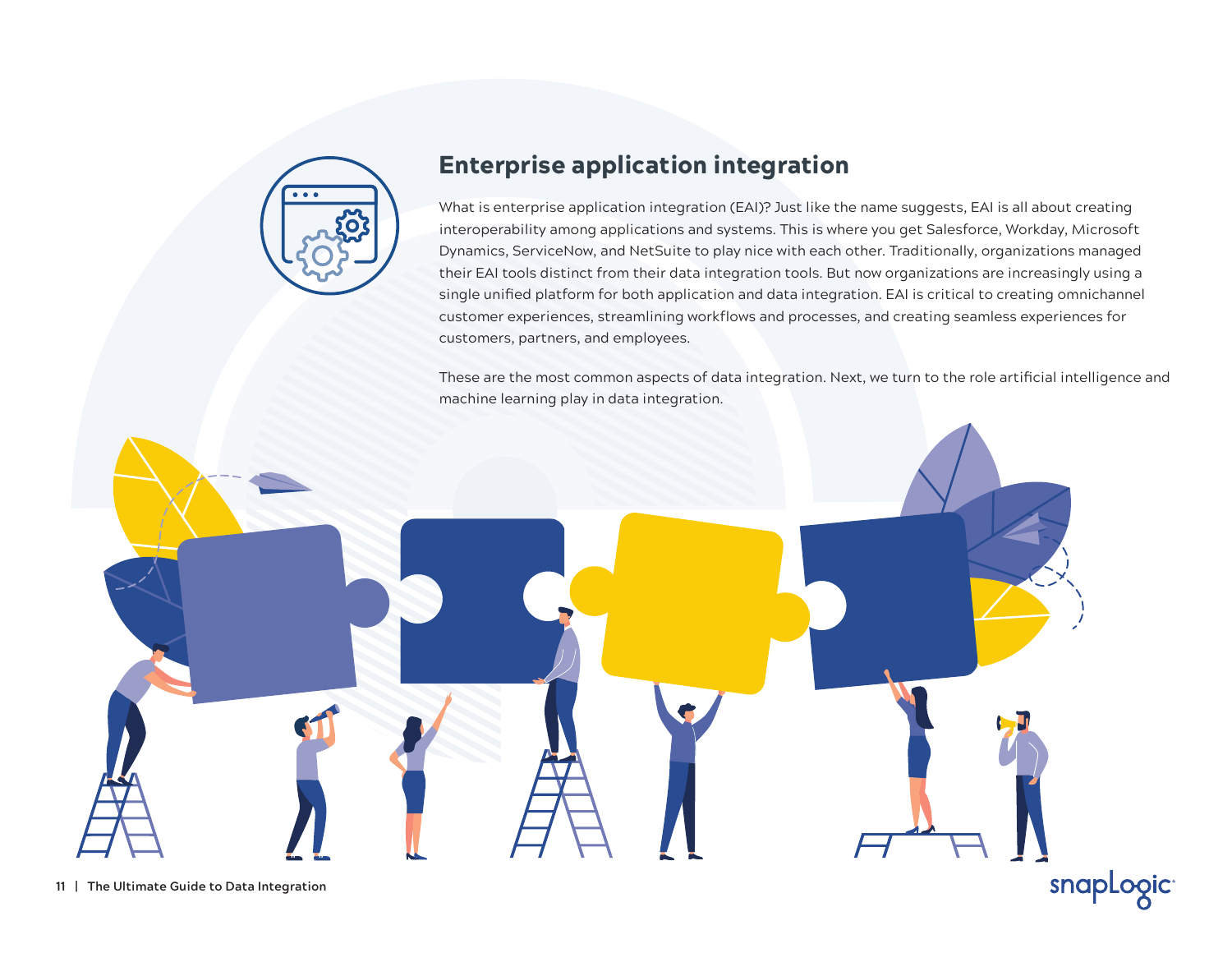## Enterprise application integration

What is enterprise application integration (EAI)? Just like the name suggests, EAI is all about creating interoperability among applications and systems. This is where you get Salesforce, Workday, Microsoft Dynamics, ServiceNow, and NetSuite to play nice with each other. Traditionally, organizations managed their EAI tools distinct from their data integration tools. But now organizations are increasingly using a single unified platform for both application and data integration. EAI is critical to creating omnichannel customer experiences, streamlining workflows and processes, and creating seamless experiences for customers, partners, and employees.

These are the most common aspects of data integration. Next, we turn to the role artificial intelligence and machine learning play in data integration.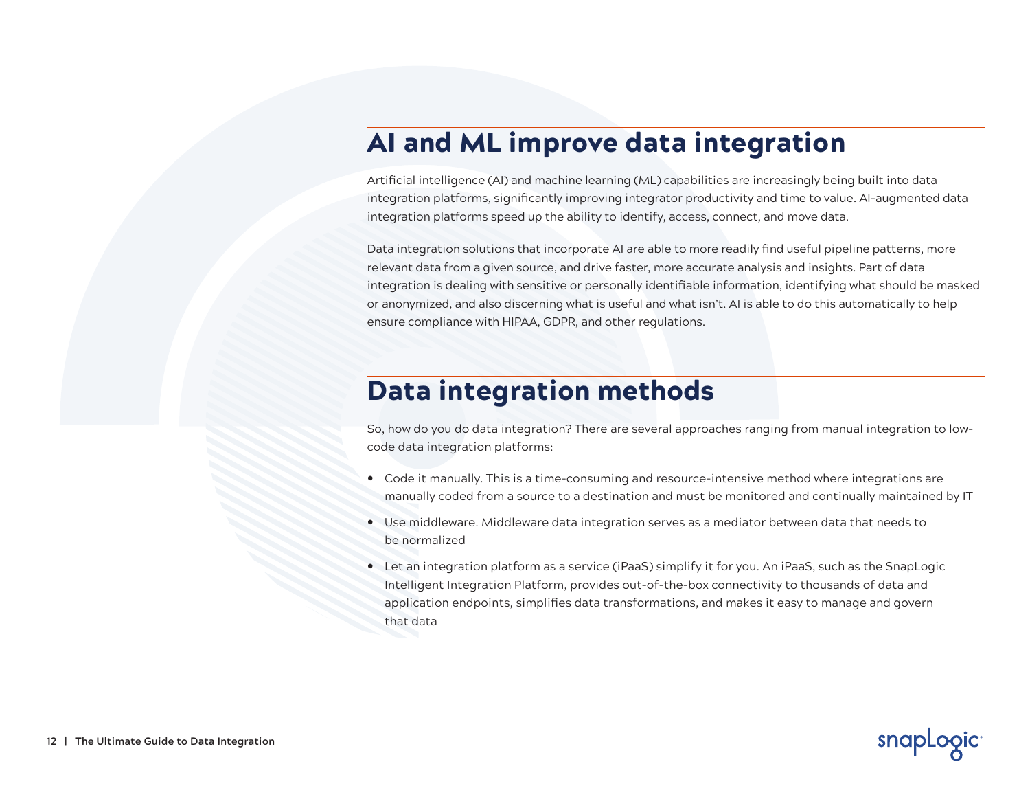## AI and ML improve data integration

Artificial intelligence (AI) and machine learning (ML) capabilities are increasingly being built into data integration platforms, significantly improving integrator productivity and time to value. AI-augmented data integration platforms speed up the ability to identify, access, connect, and move data.

Data integration solutions that incorporate AI are able to more readily find useful pipeline patterns, more relevant data from a given source, and drive faster, more accurate analysis and insights. Part of data integration is dealing with sensitive or personally identifiable information, identifying what should be masked or anonymized, and also discerning what is useful and what isn't. AI is able to do this automatically to help ensure compliance with HIPAA, GDPR, and other regulations.

## Data integration methods

So, how do you do data integration? There are several approaches ranging from manual integration to low-code data integration platforms:

- Code it manually. This is a time-consuming and resource-intensive method where integrations are manually coded from a source to a destination and must be monitored and continually maintained by IT
- Use middleware. Middleware data integration serves as a mediator between data that needs to be normalized
- Let an integration platform as a service (iPaaS) simplify it for you. An iPaaS, such as the SnapLogic Intelligent Integration Platform, provides out-of-the-box connectivity to thousands of data and application endpoints, simplifies data transformations, and makes it easy to manage and govern that data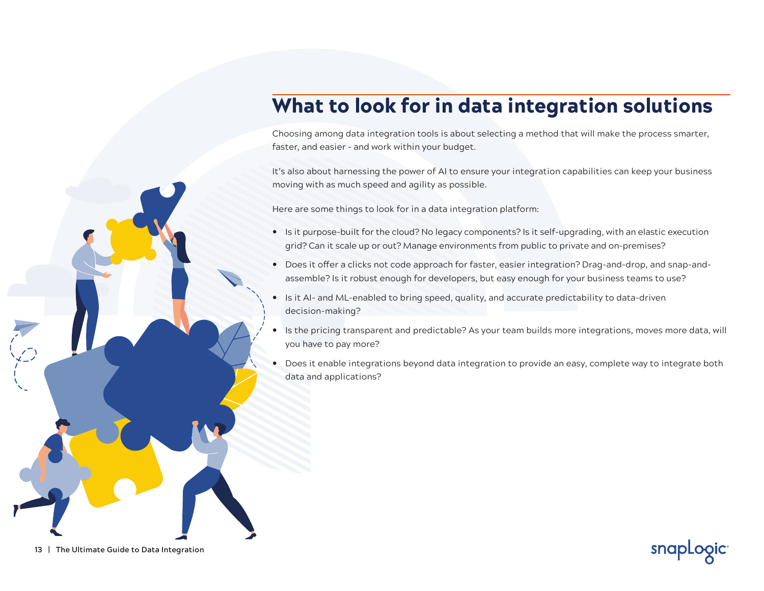# What to look for in data integration solutions

Choosing among data integration tools is about selecting a method that will make the process smarter, faster, and easier - and work within your budget.

It's also about harnessing the power of AI to ensure your integration capabilities can keep your business moving with as much speed and agility as possible.

Here are some things to look for in a data integration platform:

- Is it purpose-built for the cloud? No legacy components? Is it self-upgrading, with an elastic execution grid? Can it scale up or out? Manage environments from public to private and on-premises?
- Does it offer a clicks not code approach for faster, easier integration? Drag-and-drop, and snap-and-assemble? Is it robust enough for developers, but easy enough for your business teams to use?
- Is it AI- and ML-enabled to bring speed, quality, and accurate predictability to data-driven decision-making?
- Is the pricing transparent and predictable? As your team builds more integrations, moves more data, will you have to pay more?
- Does it enable integrations beyond data integration to provide an easy, complete way to integrate both data and applications?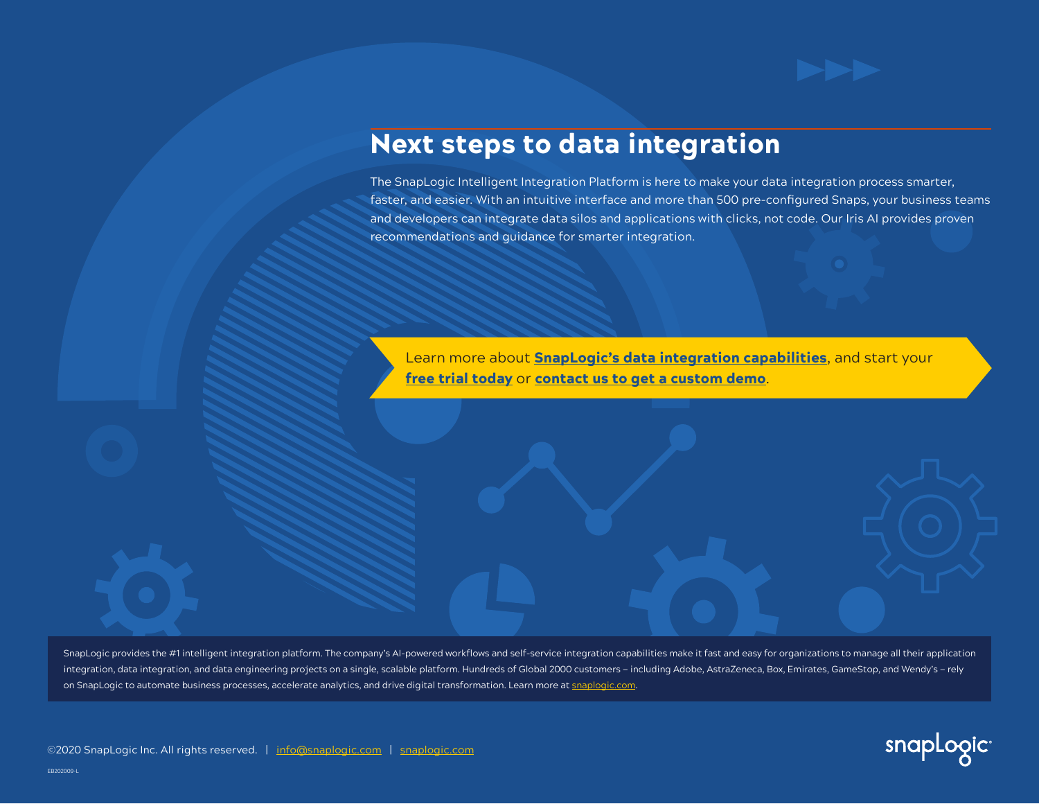## Next steps to data integration

The SnapLogic Intelligent Integration Platform is here to make your data integration process smarter, faster, and easier. With an intuitive interface and more than 500 pre-configured Snaps, your business teams and developers can integrate data silos and applications with clicks, not code. Our Iris AI provides proven recommendations and guidance for smarter integration.

Learn more about **SnapLogic's data integration capabilities**, and start your **free trial today** or **contact us to get a custom demo**.

SnapLogic provides the #1 intelligent integration platform. The company's AI-powered workflows and self-service integration capabilities make it fast and easy for organizations to manage all their application integration, data integration, and data engineering projects on a single, scalable platform. Hundreds of Global 2000 customers – including Adobe, AstraZeneca, Box, Emirates, GameStop, and Wendy's – rely on SnapLogic to automate business processes, accelerate analytics, and drive digital transformation. Learn more at snaplogic.com.

©2020 SnapLogic Inc. All rights reserved. | info@snaplogic.com | snaplogic.com

EB202009-L